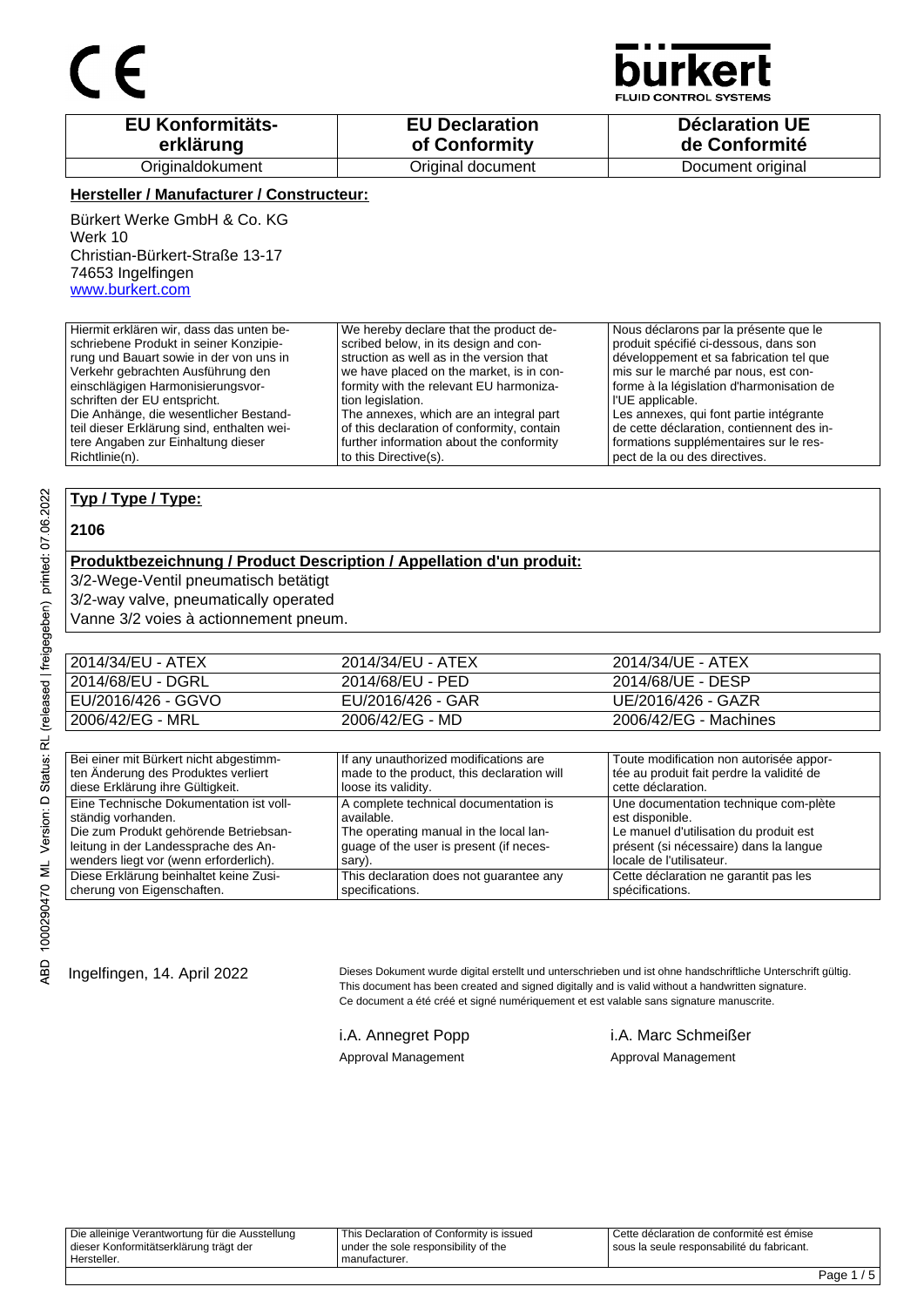CE

bürkert FLUID CONTROL SYSTEMS

| EU Konformitäts-erklärung | EU Declaration of Conformity | Déclaration UE de Conformité |
|---|---|---|
| Originaldokument | Original document | Document original |

**Hersteller / Manufacturer / Constructeur:**

Bürkert Werke GmbH & Co. KG
Werk 10
Christian-Bürkert-Straße 13-17
74653 Ingelfingen
www.burkert.com

| Hiermit erklären wir, dass das unten beschriebene Produkt in seiner Konzipierung und Bauart sowie in der von uns in Verkehr gebrachten Ausführung den einschlägigen Harmonisierungsvorschriften der EU entspricht. Die Anhänge, die wesentlicher Bestandteil dieser Erklärung sind, enthalten weitere Angaben zur Einhaltung dieser Richtlinie(n). | We hereby declare that the product described below, in its design and construction as well as in the version that we have placed on the market, is in conformity with the relevant EU harmonization legislation. The annexes, which are an integral part of this declaration of conformity, contain further information about the conformity to this Directive(s). | Nous déclarons par la présente que le produit spécifié ci-dessous, dans son développement et sa fabrication tel que mis sur le marché par nous, est conforme à la législation d'harmonisation de l'UE applicable. Les annexes, qui font partie intégrante de cette déclaration, contiennent des informations supplémentaires sur le respect de la ou des directives. |
|---|---|---|

**Typ / Type / Type:**

**2106**

**Produktbezeichnung / Product Description / Appellation d'un produit:**

3/2-Wege-Ventil pneumatisch betätigt
3/2-way valve, pneumatically operated
Vanne 3/2 voies à actionnement pneum.

| | | |
|---|---|---|
| 2014/34/EU - ATEX | 2014/34/EU - ATEX | 2014/34/UE - ATEX |
| 2014/68/EU - DGRL | 2014/68/EU - PED | 2014/68/UE - DESP |
| EU/2016/426 - GGVO | EU/2016/426 - GAR | UE/2016/426 - GAZR |
| 2006/42/EG - MRL | 2006/42/EG - MD | 2006/42/EG - Machines |

| | | |
|---|---|---|
| Bei einer mit Bürkert nicht abgestimmten Änderung des Produktes verliert diese Erklärung ihre Gültigkeit. | If any unauthorized modifications are made to the product, this declaration will loose its validity. | Toute modification non autorisée apportée au produit fait perdre la validité de cette déclaration. |
| Eine Technische Dokumentation ist vollständig vorhanden. Die zum Produkt gehörende Betriebsanleitung in der Landessprache des Anwenders liegt vor (wenn erforderlich). | A complete technical documentation is available. The operating manual in the local language of the user is present (if necessary). | Une documentation technique com-plète est disponible. Le manuel d'utilisation du produit est présent (si nécessaire) dans la langue locale de l'utilisateur. |
| Diese Erklärung beinhaltet keine Zusicherung von Eigenschaften. | This declaration does not guarantee any specifications. | Cette déclaration ne garantit pas les spécifications. |

ABD 1000290470 ML Version: D Status: RL (released | freigegeben) printed: 07.06.2022

Ingelfingen, 14. April 2022

Dieses Dokument wurde digital erstellt und unterschrieben und ist ohne handschriftliche Unterschrift gültig.
This document has been created and signed digitally and is valid without a handwritten signature.
Ce document a été créé et signé numériquement et est valable sans signature manuscrite.

i.A. Annegret Popp
Approval Management

i.A. Marc Schmeißer
Approval Management

| Die alleinige Verantwortung für die Ausstellung dieser Konformitätserklärung trägt der Hersteller. | This Declaration of Conformity is issued under the sole responsibility of the manufacturer. | Cette déclaration de conformité est émise sous la seule responsabilité du fabricant. |
|---|---|---|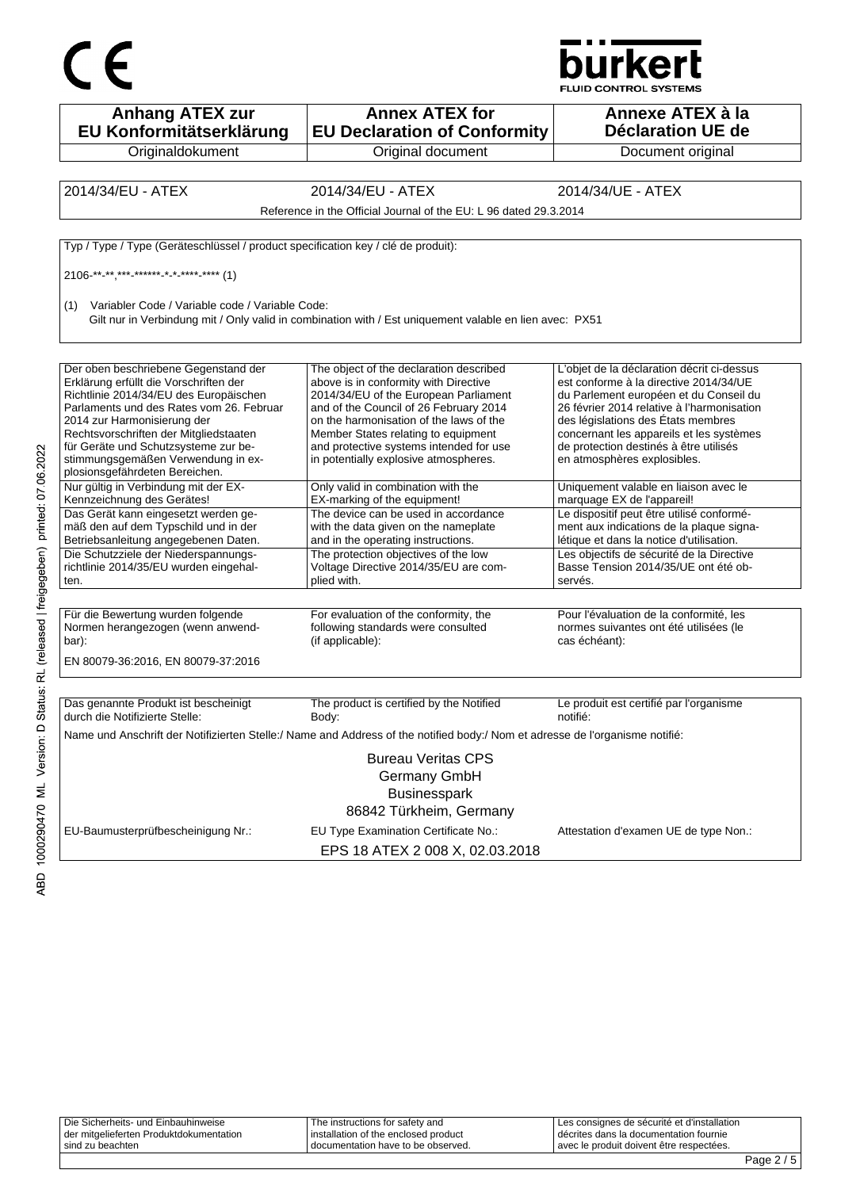CE

bürkert
FLUID CONTROL SYSTEMS

| Anhang ATEX zur EU Konformitätserklärung | Annex ATEX for EU Declaration of Conformity | Annexe ATEX à la Déclaration UE de |
|---|---|---|
| Originaldokument | Original document | Document original |

| 2014/34/EU - ATEX | 2014/34/EU - ATEX | 2014/34/UE - ATEX |
|---|---|---|
| Reference in the Official Journal of the EU: L 96 dated 29.3.2014 | | |

Typ / Type / Type (Geräteschlüssel / product specification key / clé de produit):

2106-**-**,***-******-*-*-****-**** (1)

(1) Variabler Code / Variable code / Variable Code:
Gilt nur in Verbindung mit / Only valid in combination with / Est uniquement valable en lien avec: PX51

| Der oben beschriebene Gegenstand der Erklärung erfüllt die Vorschriften der Richtlinie 2014/34/EU des Europäischen Parlaments und des Rates vom 26. Februar 2014 zur Harmonisierung der Rechtsvorschriften der Mitgliedstaaten für Geräte und Schutzsysteme zur bestimmungsgemäßen Verwendung in explosionsgefährdeten Bereichen. | The object of the declaration described above is in conformity with Directive 2014/34/EU of the European Parliament and of the Council of 26 February 2014 on the harmonisation of the laws of the Member States relating to equipment and protective systems intended for use in potentially explosive atmospheres. | L'objet de la déclaration décrit ci-dessus est conforme à la directive 2014/34/UE du Parlement européen et du Conseil du 26 février 2014 relative à l'harmonisation des législations des États membres concernant les appareils et les systèmes de protection destinés à être utilisés en atmosphères explosibles. |
|---|---|---|
| Nur gültig in Verbindung mit der EX-Kennzeichnung des Gerätes! | Only valid in combination with the EX-marking of the equipment! | Uniquement valable en liaison avec le marquage EX de l'appareil! |
| Das Gerät kann eingesetzt werden gemäß den auf dem Typschild und in der Betriebsanleitung angegebenen Daten. | The device can be used in accordance with the data given on the nameplate and in the operating instructions. | Le dispositif peut être utilisé conformément aux indications de la plaque signalétique et dans la notice d'utilisation. |
| Die Schutzziele der Niederspannungsrichtlinie 2014/35/EU wurden eingehalten. | The protection objectives of the low Voltage Directive 2014/35/EU are complied with. | Les objectifs de sécurité de la Directive Basse Tension 2014/35/UE ont été observés. |

| Für die Bewertung wurden folgende Normen herangezogen (wenn anwendbar): | For evaluation of the conformity, the following standards were consulted (if applicable): | Pour l'évaluation de la conformité, les normes suivantes ont été utilisées (le cas échéant): |
|---|---|---|

EN 80079-36:2016, EN 80079-37:2016

| Das genannte Produkt ist bescheinigt durch die Notifizierte Stelle: | The product is certified by the Notified Body: | Le produit est certifié par l'organisme notifié: |
|---|---|---|

Name und Anschrift der Notifizierten Stelle:/ Name and Address of the notified body:/ Nom et adresse de l'organisme notifié:

Bureau Veritas CPS
Germany GmbH
Businesspark
86842 Türkheim, Germany

| EU-Baumusterprüfbescheinigung Nr.: | EU Type Examination Certificate No.: | Attestation d'examen UE de type Non.: |
|---|---|---|

EPS 18 ATEX 2 008 X, 02.03.2018

| Die Sicherheits- und Einbauhinweise der mitgelieferten Produktdokumentation sind zu beachten | The instructions for safety and installation of the enclosed product documentation have to be observed. | Les consignes de sécurité et d'installation décrites dans la documentation fournie avec le produit doivent être respectées. |
|---|---|---|

ABD 1000290470 ML Version: D Status: RL (released | freigegeben) printed: 07.06.2022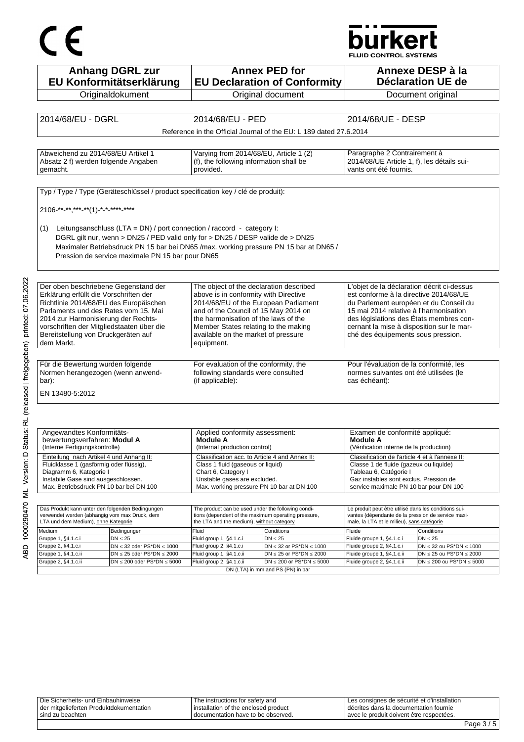CE

bürkert
FLUID CONTROL SYSTEMS

| Anhang DGRL zur EU Konformitätserklärung | Annex PED for EU Declaration of Conformity | Annexe DESP à la Déclaration UE de |
|---|---|---|
| Originaldokument | Original document | Document original |

| 2014/68/EU - DGRL | 2014/68/EU - PED | 2014/68/UE - DESP |
|---|---|---|
| | Reference in the Official Journal of the EU: L 189 dated 27.6.2014 | |

| Abweichend zu 2014/68/EU Artikel 1 Absatz 2 f) werden folgende Angaben gemacht. | Varying from 2014/68/EU, Article 1 (2) (f), the following information shall be provided. | Paragraphe 2 Contrairement à 2014/68/UE Article 1, f), les détails suivants ont été fournis. |
|---|---|---|

Typ / Type / Type (Geräteschlüssel / product specification key / clé de produit):

2106-**-**,***-**(1)-*-*-****-****

(1) Leitungsanschluss (LTA = DN) / port connection / raccord - category I:
DGRL gilt nur, wenn > DN25 / PED valid only for > DN25 / DESP valide de > DN25
Maximaler Betriebsdruck PN 15 bar bei DN65 /max. working pressure PN 15 bar at DN65 /
Pression de service maximale PN 15 bar pour DN65

| Der oben beschriebene Gegenstand der Erklärung erfüllt die Vorschriften der Richtlinie 2014/68/EU des Europäischen Parlaments und des Rates vom 15. Mai 2014 zur Harmonisierung der Rechtsvorschriften der Mitgliedstaaten über die Bereitstellung von Druckgeräten auf dem Markt. | The object of the declaration described above is in conformity with Directive 2014/68/EU of the European Parliament and of the Council of 15 May 2014 on the harmonisation of the laws of the Member States relating to the making available on the market of pressure equipment. | L'objet de la déclaration décrit ci-dessus est conforme à la directive 2014/68/UE du Parlement européen et du Conseil du 15 mai 2014 relative à l'harmonisation des législations des États membres concernant la mise à disposition sur le marché des équipements sous pression. |
|---|---|---|

| Für die Bewertung wurden folgende Normen herangezogen (wenn anwendbar): | For evaluation of the conformity, the following standards were consulted (if applicable): | Pour l'évaluation de la conformité, les normes suivantes ont été utilisées (le cas échéant): |
|---|---|---|

EN 13480-5:2012

| Angewandtes Konformitätsbewertungsverfahren: **Modul A** (Interne Fertigungskontrolle) | Applied conformity assessment: **Module A** (Internal production control) | Examen de conformité appliqué: **Module A** (Vérification interne de la production) |
|---|---|---|
| Einteilung nach Artikel 4 und Anhang II: Fluidklasse 1 (gasförmig oder flüssig), Diagramm 6, Kategorie I Instabile Gase sind ausgeschlossen. Max. Betriebsdruck PN 10 bar bei DN 100 | Classification acc. to Article 4 and Annex II: Class 1 fluid (gaseous or liquid) Chart 6, Category I Unstable gases are excluded. Max. working pressure PN 10 bar at DN 100 | Classification de l'article 4 et à l'annexe II: Classe 1 de fluide (gazeux ou liquide) Tableau 6, Catégorie I Gaz instables sont exclus. Pression de service maximale PN 10 bar pour DN 100 |

| Das Produkt kann unter den folgenden Bedingungen verwendet werden (abhängig vom max Druck, dem LTA und dem Medium), ohne Kategorie | | The product can be used under the following conditions (dependent of the maximum operating pressure, the LTA and the medium), without category | | Le produit peut être utilisé dans les conditions suivantes (dépendante de la pression de service maximale, la LTA et le milieu), sans catégorie | |
|---|---|---|---|---|---|
| Medium | Bedingungen | Fluid | Conditions | Fluide | Conditions |
| Gruppe 1, §4.1.c.i | DN ≤ 25 | Fluid group 1, §4.1.c.i | DN ≤ 25 | Fluide groupe 1, §4.1.c.i | DN ≤ 25 |
| Gruppe 2, §4.1.c.i | DN ≤ 32 oder PS*DN ≤ 1000 | Fluid group 2, §4.1.c.i | DN ≤ 32 or PS*DN ≤ 1000 | Fluide groupe 2, §4.1.c.i | DN ≤ 32 ou PS*DN ≤ 1000 |
| Gruppe 1, §4.1.c.ii | DN ≤ 25 oder PS*DN ≤ 2000 | Fluid group 1, §4.1.c.ii | DN ≤ 25 or PS*DN ≤ 2000 | Fluide groupe 1, §4.1.c.ii | DN ≤ 25 ou PS*DN ≤ 2000 |
| Gruppe 2, §4.1.c.ii | DN ≤ 200 oder PS*DN ≤ 5000 | Fluid group 2, §4.1.c.ii | DN ≤ 200 or PS*DN ≤ 5000 | Fluide groupe 2, §4.1.c.ii | DN ≤ 200 ou PS*DN ≤ 5000 |
| | | DN (LTA) in mm and PS (PN) in bar | | | |

ABD 1000290470 ML Version: D Status: RL (released | freigegeben) printed: 07.06.2022

| Die Sicherheits- und Einbauhinweise der mitgelieferten Produktdokumentation sind zu beachten | The instructions for safety and installation of the enclosed product documentation have to be observed. | Les consignes de sécurité et d'installation décrites dans la documentation fournie avec le produit doivent être respectées. |
|---|---|---|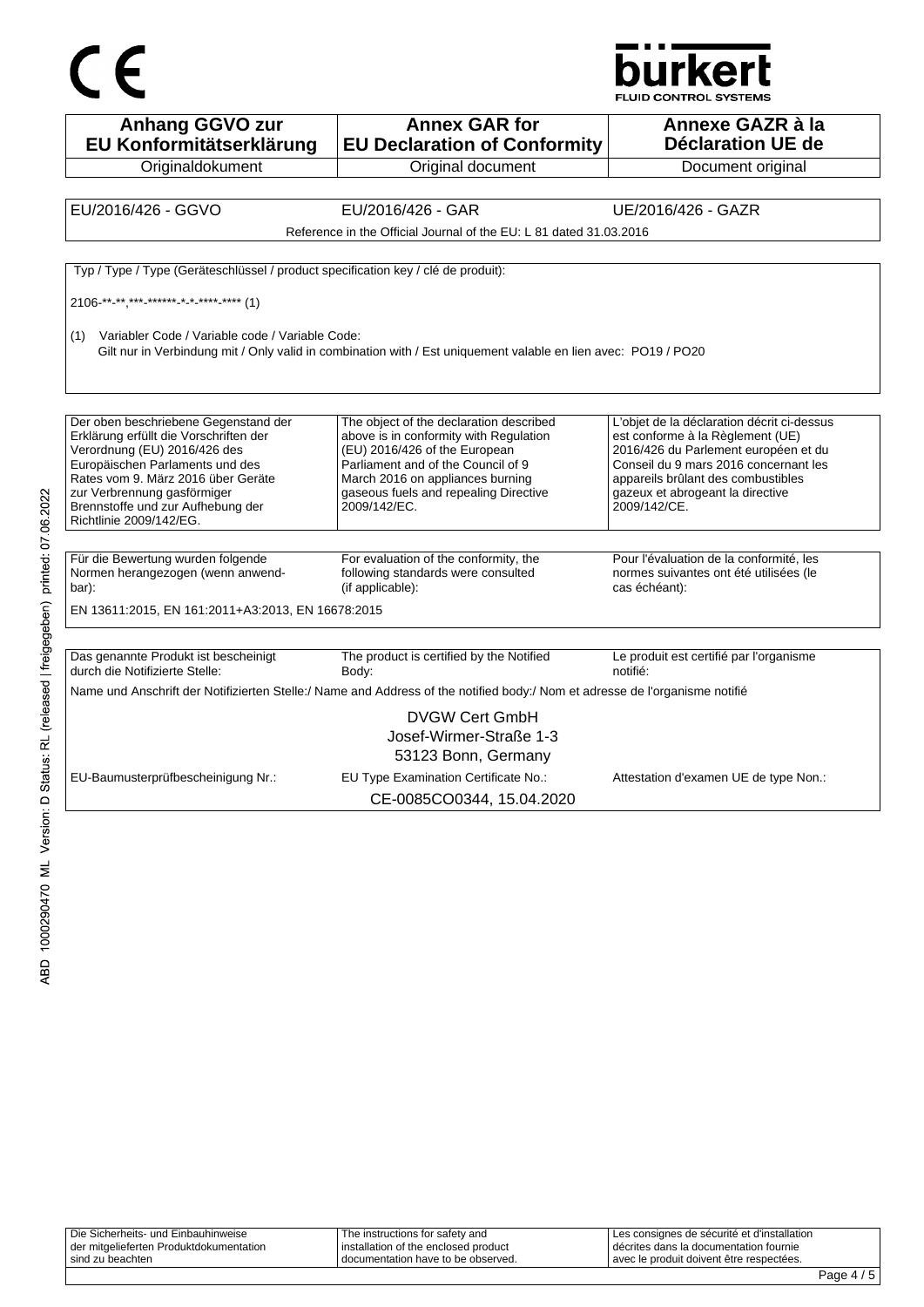CE

bürkert
FLUID CONTROL SYSTEMS

| Anhang GGVO zur EU Konformitätserklärung | Annex GAR for EU Declaration of Conformity | Annexe GAZR à la Déclaration UE de |
|---|---|---|
| Originaldokument | Original document | Document original |

| EU/2016/426 - GGVO | EU/2016/426 - GAR | UE/2016/426 - GAZR |
|---|---|---|

Reference in the Official Journal of the EU: L 81 dated 31.03.2016

Typ / Type / Type (Geräteschlüssel / product specification key / clé de produit):

2106-**-**,***-******-*-*-****-**** (1)

(1) Variabler Code / Variable code / Variable Code:
Gilt nur in Verbindung mit / Only valid in combination with / Est uniquement valable en lien avec: PO19 / PO20

| Der oben beschriebene Gegenstand der Erklärung erfüllt die Vorschriften der Verordnung (EU) 2016/426 des Europäischen Parlaments und des Rates vom 9. März 2016 über Geräte zur Verbrennung gasförmiger Brennstoffe und zur Aufhebung der Richtlinie 2009/142/EG. | The object of the declaration described above is in conformity with Regulation (EU) 2016/426 of the European Parliament and of the Council of 9 March 2016 on appliances burning gaseous fuels and repealing Directive 2009/142/EC. | L'objet de la déclaration décrit ci-dessus est conforme à la Règlement (UE) 2016/426 du Parlement européen et du Conseil du 9 mars 2016 concernant les appareils brûlant des combustibles gazeux et abrogeant la directive 2009/142/CE. |
|---|---|---|

| Für die Bewertung wurden folgende Normen herangezogen (wenn anwendbar): | For evaluation of the conformity, the following standards were consulted (if applicable): | Pour l'évaluation de la conformité, les normes suivantes ont été utilisées (le cas échéant): |
|---|---|---|

EN 13611:2015, EN 161:2011+A3:2013, EN 16678:2015

| Das genannte Produkt ist bescheinigt durch die Notifizierte Stelle: | The product is certified by the Notified Body: | Le produit est certifié par l'organisme notifié: |
|---|---|---|

Name und Anschrift der Notifizierten Stelle:/ Name and Address of the notified body:/ Nom et adresse de l'organisme notifié

DVGW Cert GmbH
Josef-Wirmer-Straße 1-3
53123 Bonn, Germany

| EU-Baumusterprüfbescheinigung Nr.: | EU Type Examination Certificate No.: | Attestation d'examen UE de type Non.: |
|---|---|---|

CE-0085CO0344, 15.04.2020

| Die Sicherheits- und Einbauhinweise der mitgelieferten Produktdokumentation sind zu beachten | The instructions for safety and installation of the enclosed product documentation have to be observed. | Les consignes de sécurité et d'installation décrites dans la documentation fournie avec le produit doivent être respectées. |
|---|---|---|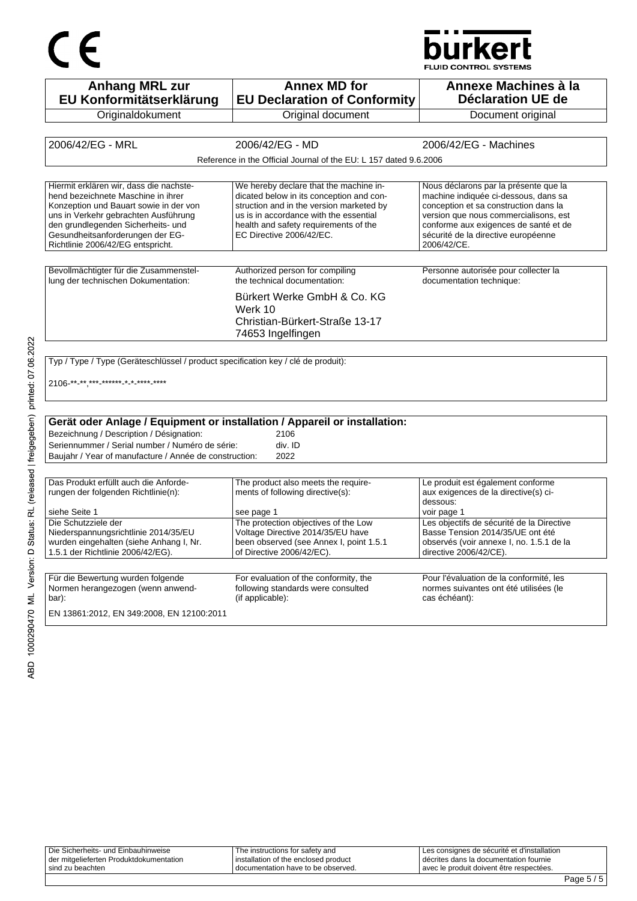CE

bürkert
FLUID CONTROL SYSTEMS

| Anhang MRL zur EU Konformitätserklärung | Annex MD for EU Declaration of Conformity | Annexe Machines à la Déclaration UE de |
| --- | --- | --- |
| Originaldokument | Original document | Document original |

| 2006/42/EG - MRL | 2006/42/EG - MD | 2006/42/EG - Machines |
| --- | --- | --- |
| | Reference in the Official Journal of the EU: L 157 dated 9.6.2006 | |

| | | |
| --- | --- | --- |
| Hiermit erklären wir, dass die nachstehend bezeichnete Maschine in ihrer Konzeption und Bauart sowie in der von uns in Verkehr gebrachten Ausführung den grundlegenden Sicherheits- und Gesundheitsanforderungen der EG-Richtlinie 2006/42/EG entspricht. | We hereby declare that the machine indicated below in its conception and construction and in the version marketed by us is in accordance with the essential health and safety requirements of the EC Directive 2006/42/EC. | Nous déclarons par la présente que la machine indiquée ci-dessous, dans sa conception et sa construction dans la version que nous commercialisons, est conforme aux exigences de santé et de sécurité de la directive européenne 2006/42/CE. |

| | | |
| --- | --- | --- |
| Bevollmächtigter für die Zusammenstellung der technischen Dokumentation: | Authorized person for compiling the technical documentation: | Personne autorisée pour collecter la documentation technique: |
| | Bürkert Werke GmbH & Co. KG<br>Werk 10<br>Christian-Bürkert-Straße 13-17<br>74653 Ingelfingen | |

Typ / Type / Type (Geräteschlüssel / product specification key / clé de produit):

2106-**-**,***-******-*-*-****-****

**Gerät oder Anlage / Equipment or installation / Appareil or installation:**

| | |
| --- | --- |
| Bezeichnung / Description / Désignation: | 2106 |
| Seriennummer / Serial number / Numéro de série: | div. ID |
| Baujahr / Year of manufacture / Année de construction: | 2022 |

| | | |
| --- | --- | --- |
| Das Produkt erfüllt auch die Anforderungen der folgenden Richtlinie(n): | The product also meets the requirements of following directive(s): | Le produit est également conforme aux exigences de la directive(s) ci-dessous: |
| siehe Seite 1 | see page 1 | voir page 1 |
| Die Schutzziele der Niederspannungsrichtlinie 2014/35/EU wurden eingehalten (siehe Anhang I, Nr. 1.5.1 der Richtlinie 2006/42/EG). | The protection objectives of the Low Voltage Directive 2014/35/EU have been observed (see Annex I, point 1.5.1 of Directive 2006/42/EC). | Les objectifs de sécurité de la Directive Basse Tension 2014/35/UE ont été observés (voir annexe I, no. 1.5.1 de la directive 2006/42/CE). |

| | | |
| --- | --- | --- |
| Für die Bewertung wurden folgende Normen herangezogen (wenn anwendbar): | For evaluation of the conformity, the following standards were consulted (if applicable): | Pour l'évaluation de la conformité, les normes suivantes ont été utilisées (le cas échéant): |

EN 13861:2012, EN 349:2008, EN 12100:2011

| | | |
| --- | --- | --- |
| Die Sicherheits- und Einbauhinweise der mitgelieferten Produktdokumentation sind zu beachten | The instructions for safety and installation of the enclosed product documentation have to be observed. | Les consignes de sécurité et d'installation décrites dans la documentation fournie avec le produit doivent être respectées. |

ABD 1000290470 ML Version: D Status: RL (released | freigegeben) printed: 07.06.2022